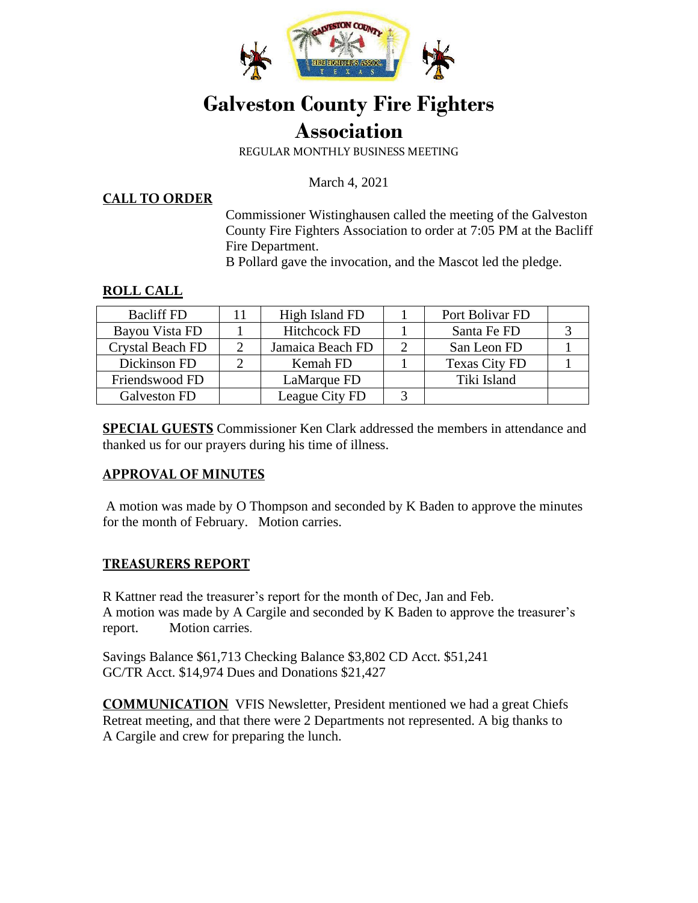# Galveston County Fire Fighters Association

REGULAR MONTHLY BUSINESS MEETING

March 4, 2021

## CALL TO ORDER

Commissioner Wistinghausen called the meeting of the Galveston County Fire Fighters Association to order at 7:05 PM at the Bacliff Fire Department.

B Pollard gave the invocation, and the Mascot led the pledge.

## ROLL CALL

| Bacliff FD | 11 | High Island FD | 1 | Port Bolivar FD | |
|---|---|---|---|---|---|
| Bayou Vista FD | 1 | Hitchcock FD | 1 | Santa Fe FD | 3 |
| Crystal Beach FD | 2 | Jamaica Beach FD | 2 | San Leon FD | 1 |
| Dickinson FD | 2 | Kemah FD | 1 | Texas City FD | 1 |
| Friendswood FD | | LaMarque FD | | Tiki Island | |
| Galveston FD | | League City FD | 3 | | |

**SPECIAL GUESTS** Commissioner Ken Clark addressed the members in attendance and thanked us for our prayers during his time of illness.

## APPROVAL OF MINUTES

A motion was made by O Thompson and seconded by K Baden to approve the minutes for the month of February. Motion carries.

## TREASURERS REPORT

R Kattner read the treasurer's report for the month of Dec, Jan and Feb.
A motion was made by A Cargile and seconded by K Baden to approve the treasurer's report. Motion carries.

Savings Balance $61,713 Checking Balance $3,802 CD Acct. $51,241
GC/TR Acct. $14,974 Dues and Donations $21,427

**COMMUNICATION** VFIS Newsletter, President mentioned we had a great Chiefs Retreat meeting, and that there were 2 Departments not represented. A big thanks to A Cargile and crew for preparing the lunch.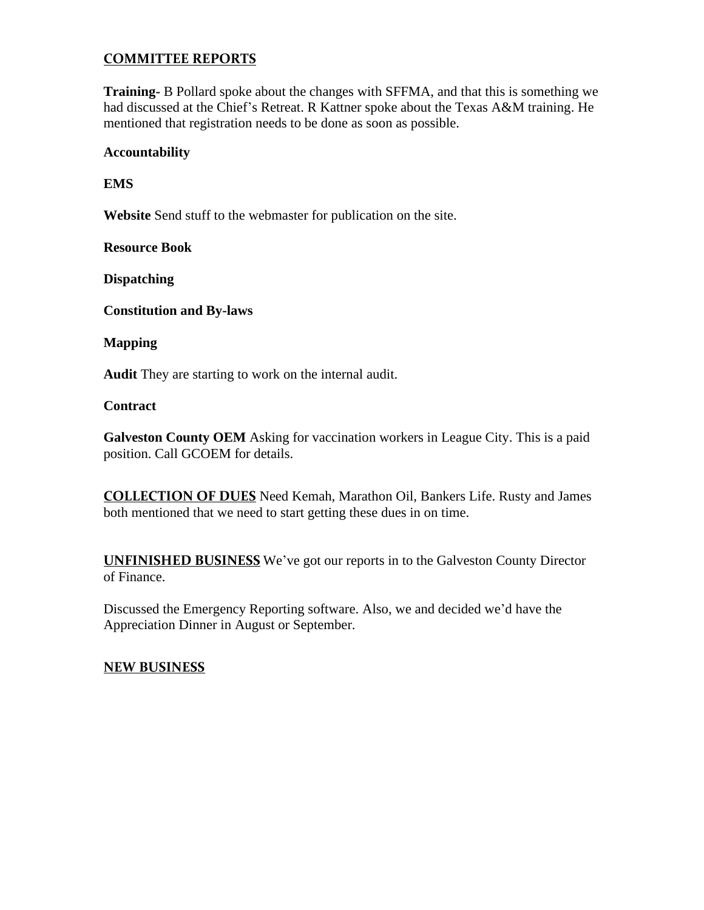## COMMITTEE REPORTS

**Training-** B Pollard spoke about the changes with SFFMA, and that this is something we had discussed at the Chief's Retreat. R Kattner spoke about the Texas A&M training. He mentioned that registration needs to be done as soon as possible.

**Accountability**

**EMS**

**Website** Send stuff to the webmaster for publication on the site.

**Resource Book**

**Dispatching**

**Constitution and By-laws**

**Mapping**

**Audit** They are starting to work on the internal audit.

**Contract**

**Galveston County OEM** Asking for vaccination workers in League City. This is a paid position. Call GCOEM for details.

**COLLECTION OF DUES** Need Kemah, Marathon Oil, Bankers Life. Rusty and James both mentioned that we need to start getting these dues in on time.

**UNFINISHED BUSINESS** We've got our reports in to the Galveston County Director of Finance.

Discussed the Emergency Reporting software. Also, we and decided we'd have the Appreciation Dinner in August or September.

## NEW BUSINESS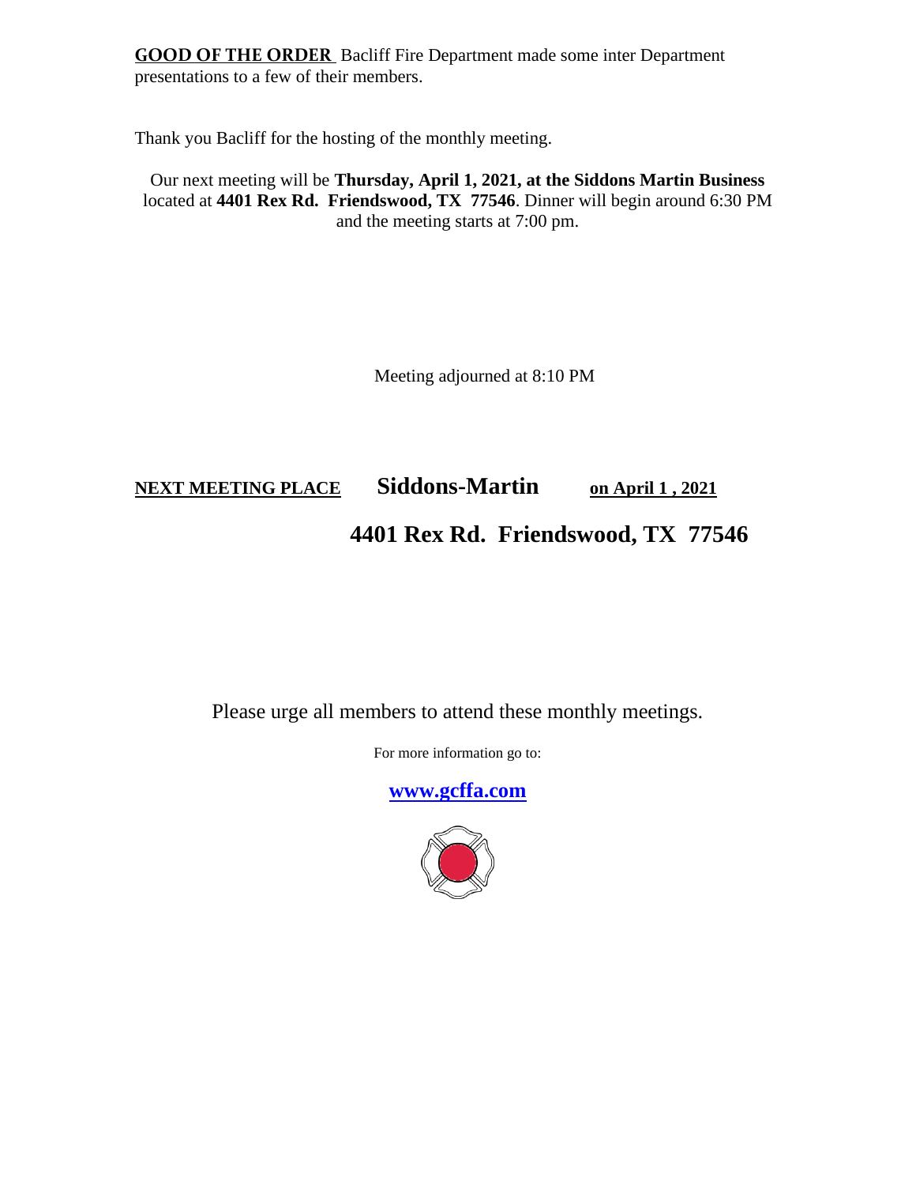**GOOD OF THE ORDER** Bacliff Fire Department made some inter Department presentations to a few of their members.

Thank you Bacliff for the hosting of the monthly meeting.

Our next meeting will be **Thursday, April 1, 2021, at the Siddons Martin Business** located at **4401 Rex Rd. Friendswood, TX 77546**. Dinner will begin around 6:30 PM and the meeting starts at 7:00 pm.

Meeting adjourned at 8:10 PM

**NEXT MEETING PLACE** **Siddons-Martin** **on April 1 , 2021**

**4401 Rex Rd. Friendswood, TX 77546**

Please urge all members to attend these monthly meetings.

For more information go to:

**www.gcffa.com**